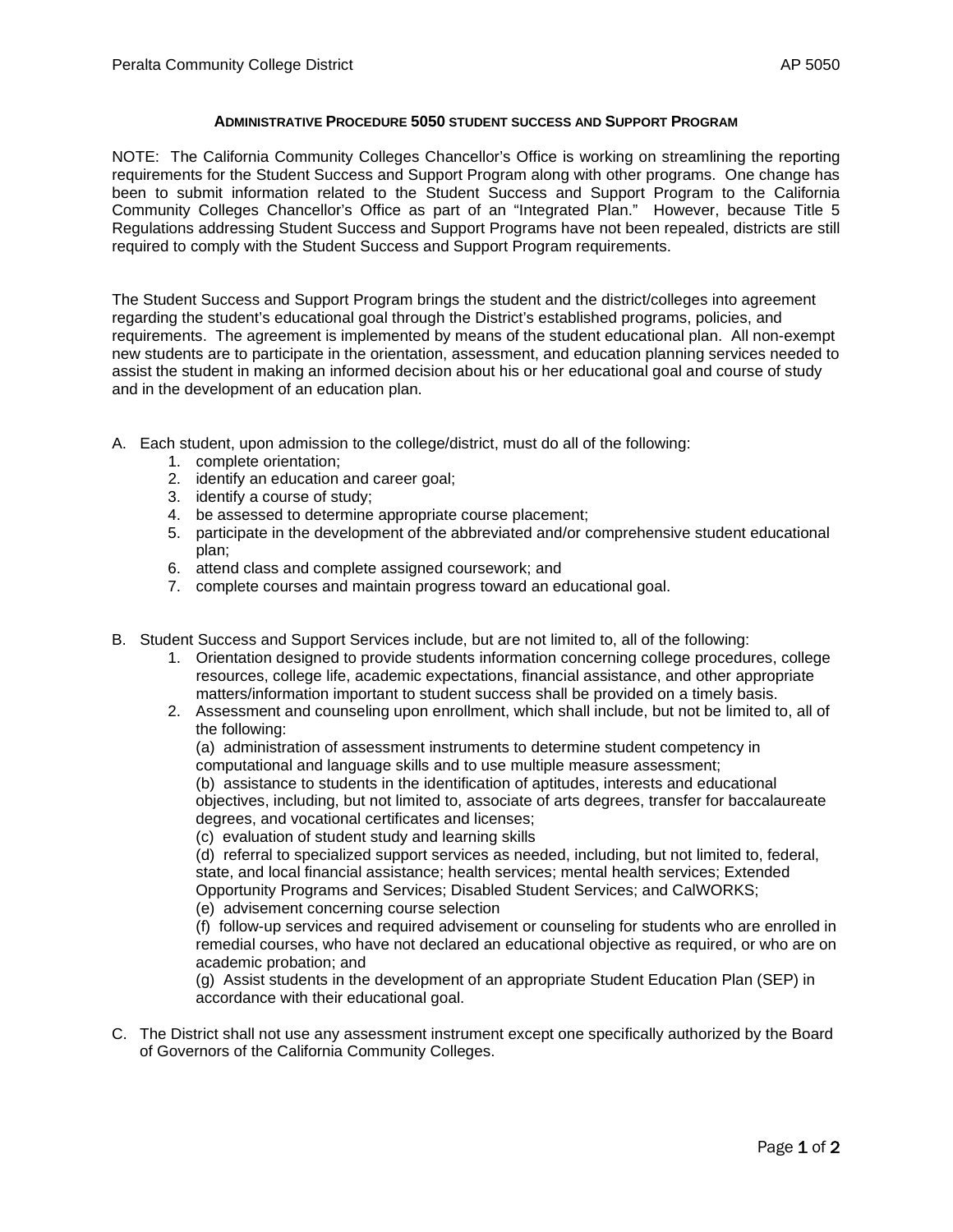# Administrative Procedure 5050 student success and Support Program

NOTE: The California Community Colleges Chancellor's Office is working on streamlining the reporting requirements for the Student Success and Support Program along with other programs. One change has been to submit information related to the Student Success and Support Program to the California Community Colleges Chancellor's Office as part of an "Integrated Plan." However, because Title 5 Regulations addressing Student Success and Support Programs have not been repealed, districts are still required to comply with the Student Success and Support Program requirements.

The Student Success and Support Program brings the student and the district/colleges into agreement regarding the student's educational goal through the District's established programs, policies, and requirements. The agreement is implemented by means of the student educational plan. All non-exempt new students are to participate in the orientation, assessment, and education planning services needed to assist the student in making an informed decision about his or her educational goal and course of study and in the development of an education plan.

A. Each student, upon admission to the college/district, must do all of the following:
   1. complete orientation;
   2. identify an education and career goal;
   3. identify a course of study;
   4. be assessed to determine appropriate course placement;
   5. participate in the development of the abbreviated and/or comprehensive student educational plan;
   6. attend class and complete assigned coursework; and
   7. complete courses and maintain progress toward an educational goal.

B. Student Success and Support Services include, but are not limited to, all of the following:
   1. Orientation designed to provide students information concerning college procedures, college resources, college life, academic expectations, financial assistance, and other appropriate matters/information important to student success shall be provided on a timely basis.
   2. Assessment and counseling upon enrollment, which shall include, but not be limited to, all of the following:

      (a) administration of assessment instruments to determine student competency in computational and language skills and to use multiple measure assessment;

      (b) assistance to students in the identification of aptitudes, interests and educational objectives, including, but not limited to, associate of arts degrees, transfer for baccalaureate degrees, and vocational certificates and licenses;

      (c) evaluation of student study and learning skills

      (d) referral to specialized support services as needed, including, but not limited to, federal, state, and local financial assistance; health services; mental health services; Extended Opportunity Programs and Services; Disabled Student Services; and CalWORKS;

      (e) advisement concerning course selection

      (f) follow-up services and required advisement or counseling for students who are enrolled in remedial courses, who have not declared an educational objective as required, or who are on academic probation; and

      (g) Assist students in the development of an appropriate Student Education Plan (SEP) in accordance with their educational goal.

C. The District shall not use any assessment instrument except one specifically authorized by the Board of Governors of the California Community Colleges.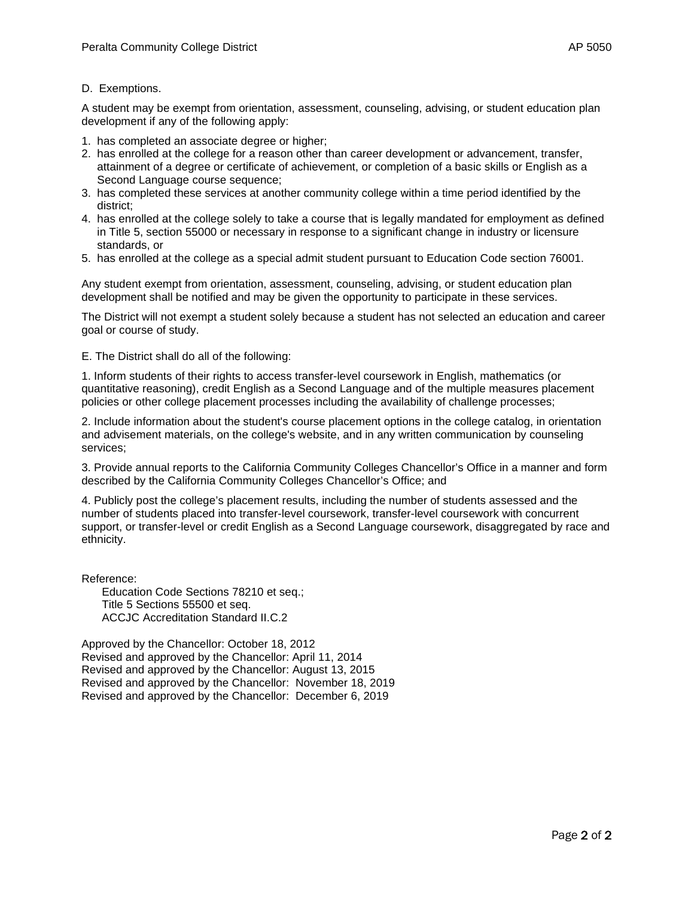D. Exemptions.

A student may be exempt from orientation, assessment, counseling, advising, or student education plan development if any of the following apply:

1. has completed an associate degree or higher;
2. has enrolled at the college for a reason other than career development or advancement, transfer, attainment of a degree or certificate of achievement, or completion of a basic skills or English as a Second Language course sequence;
3. has completed these services at another community college within a time period identified by the district;
4. has enrolled at the college solely to take a course that is legally mandated for employment as defined in Title 5, section 55000 or necessary in response to a significant change in industry or licensure standards, or
5. has enrolled at the college as a special admit student pursuant to Education Code section 76001.

Any student exempt from orientation, assessment, counseling, advising, or student education plan development shall be notified and may be given the opportunity to participate in these services.

The District will not exempt a student solely because a student has not selected an education and career goal or course of study.

E. The District shall do all of the following:

1. Inform students of their rights to access transfer-level coursework in English, mathematics (or quantitative reasoning), credit English as a Second Language and of the multiple measures placement policies or other college placement processes including the availability of challenge processes;

2. Include information about the student's course placement options in the college catalog, in orientation and advisement materials, on the college's website, and in any written communication by counseling services;

3. Provide annual reports to the California Community Colleges Chancellor's Office in a manner and form described by the California Community Colleges Chancellor's Office; and

4. Publicly post the college's placement results, including the number of students assessed and the number of students placed into transfer-level coursework, transfer-level coursework with concurrent support, or transfer-level or credit English as a Second Language coursework, disaggregated by race and ethnicity.

Reference:
Education Code Sections 78210 et seq.;
Title 5 Sections 55500 et seq.
ACCJC Accreditation Standard II.C.2

Approved by the Chancellor: October 18, 2012
Revised and approved by the Chancellor: April 11, 2014
Revised and approved by the Chancellor: August 13, 2015
Revised and approved by the Chancellor: November 18, 2019
Revised and approved by the Chancellor: December 6, 2019